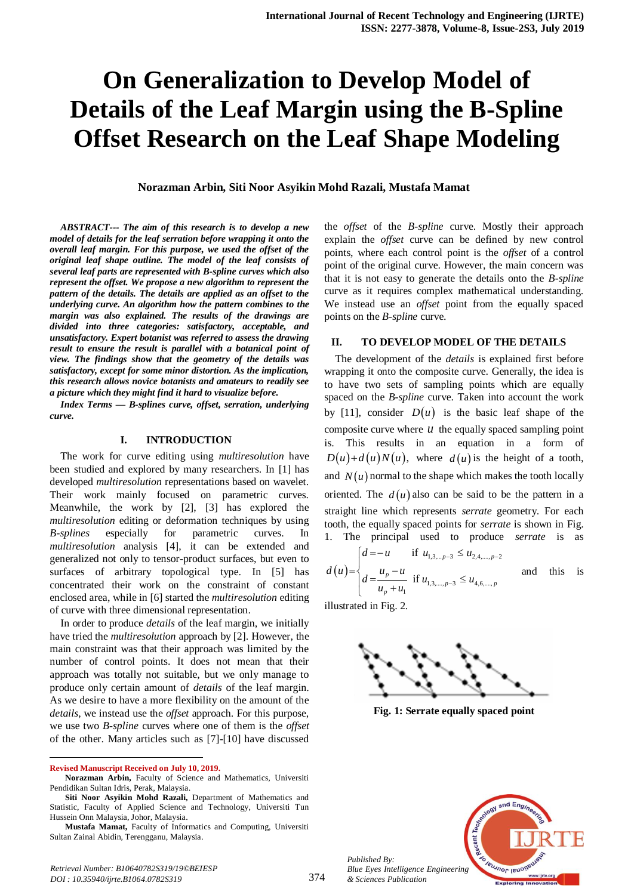# On Generalization to Develop Model of Details of the Leaf Margin using the B-Spline Offset Research on the Leaf Shape Modeling

**Norazman Arbin, Siti Noor Asyikin Mohd Razali, Mustafa Mamat**

***ABSTRACT--- The aim of this research is to develop a new model of details for the leaf serration before wrapping it onto the overall leaf margin. For this purpose, we used the offset of the original leaf shape outline. The model of the leaf consists of several leaf parts are represented with B-spline curves which also represent the offset. We propose a new algorithm to represent the pattern of the details. The details are applied as an offset to the underlying curve. An algorithm how the pattern combines to the margin was also explained. The results of the drawings are divided into three categories: satisfactory, acceptable, and unsatisfactory. Expert botanist was referred to assess the drawing result to ensure the result is parallel with a botanical point of view. The findings show that the geometry of the details was satisfactory, except for some minor distortion. As the implication, this research allows novice botanists and amateurs to readily see a picture which they might find it hard to visualize before.***

***Index Terms — B-splines curve, offset, serration, underlying curve.***

## I. INTRODUCTION

The work for curve editing using *multiresolution* have been studied and explored by many researchers. In [1] has developed *multiresolution* representations based on wavelet. Their work mainly focused on parametric curves. Meanwhile, the work by [2], [3] has explored the *multiresolution* editing or deformation techniques by using *B-splines* especially for parametric curves. In *multiresolution* analysis [4], it can be extended and generalized not only to tensor-product surfaces, but even to surfaces of arbitrary topological type. In [5] has concentrated their work on the constraint of constant enclosed area, while in [6] started the *multiresolution* editing of curve with three dimensional representation.

In order to produce *details* of the leaf margin, we initially have tried the *multiresolution* approach by [2]. However, the main constraint was that their approach was limited by the number of control points. It does not mean that their approach was totally not suitable, but we only manage to produce only certain amount of *details* of the leaf margin. As we desire to have a more flexibility on the amount of the *details*, we instead use the *offset* approach. For this purpose, we use two *B-spline* curves where one of them is the *offset* of the other. Many articles such as [7]-[10] have discussed the *offset* of the *B-spline* curve. Mostly their approach explain the *offset* curve can be defined by new control points, where each control point is the *offset* of a control point of the original curve. However, the main concern was that it is not easy to generate the details onto the *B-spline* curve as it requires complex mathematical understanding. We instead use an *offset* point from the equally spaced points on the *B-spline* curve.

## II. TO DEVELOP MODEL OF THE DETAILS

The development of the *details* is explained first before wrapping it onto the composite curve. Generally, the idea is to have two sets of sampling points which are equally spaced on the *B-spline* curve. Taken into account the work by [11], consider $D(u)$ is the basic leaf shape of the composite curve where $u$ the equally spaced sampling point is. This results in an equation in a form of $D(u)+d(u)N(u)$, where $d(u)$ is the height of a tooth, and $N(u)$ normal to the shape which makes the tooth locally oriented. The $d(u)$ also can be said to be the pattern in a straight line which represents *serrate* geometry. For each tooth, the equally spaced points for *serrate* is shown in Fig. 1. The principal used to produce *serrate* is as

$$d(u)=\begin{cases} d=-u & \text{if } u_{1,3,\ldots p-3} \le u_{2,4,\ldots,p-2} \\ d=\dfrac{u_p-u}{u_p+u_1} & \text{if } u_{1,3,\ldots,p-3} \le u_{4,6,\ldots,p} \end{cases}$$

and this is illustrated in Fig. 2.

**Fig. 1: Serrate equally spaced point**

Revised Manuscript Received on July 10, 2019.

**Norazman Arbin,** Faculty of Science and Mathematics, Universiti Pendidikan Sultan Idris, Perak, Malaysia.

**Siti Noor Asyikin Mohd Razali,** Department of Mathematics and Statistic, Faculty of Applied Science and Technology, Universiti Tun Hussein Onn Malaysia, Johor, Malaysia.

**Mustafa Mamat,** Faculty of Informatics and Computing, Universiti Sultan Zainal Abidin, Terengganu, Malaysia.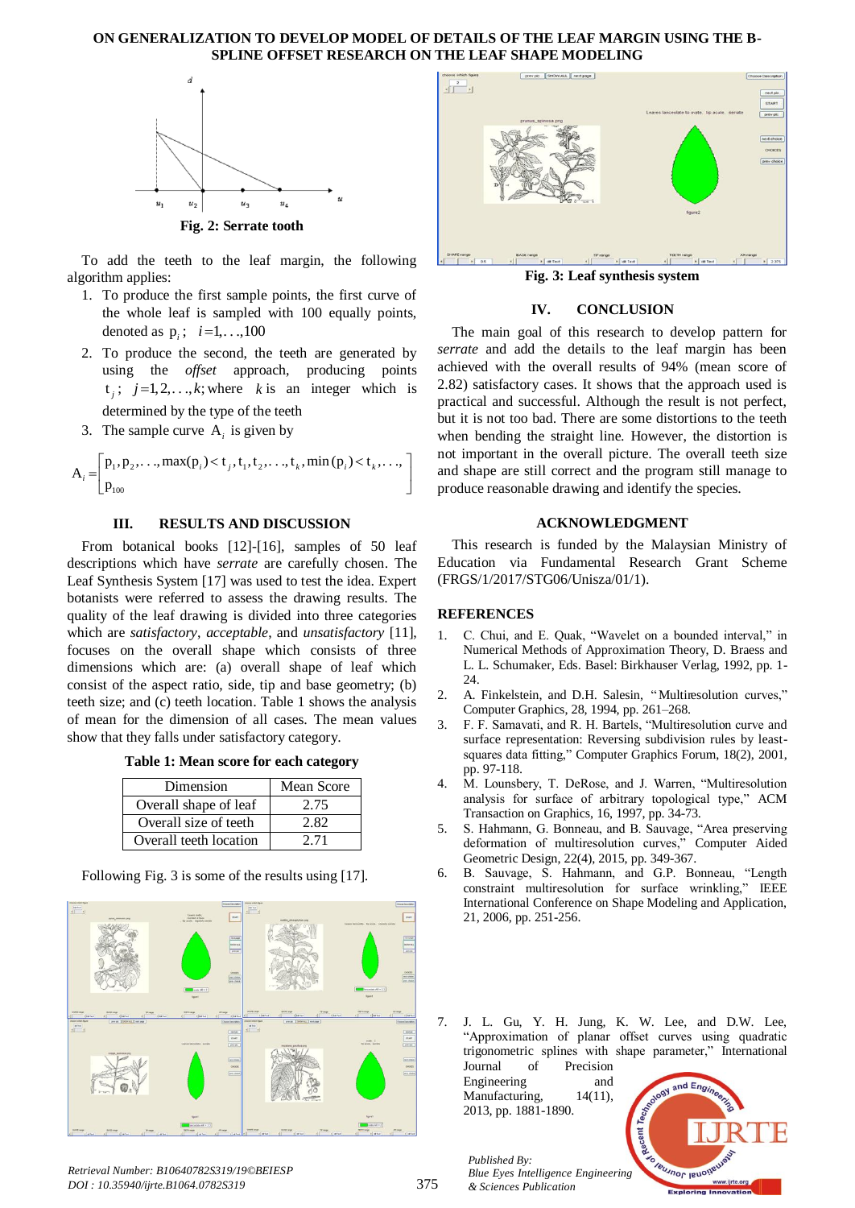Fig. 2: Serrate tooth

To add the teeth to the leaf margin, the following algorithm applies:

1. To produce the first sample points, the first curve of the whole leaf is sampled with 100 equally points, denoted as $p_i$; $i = 1, \ldots, 100$
2. To produce the second, the teeth are generated by using the *offset* approach, producing points $t_j$; $j = 1, 2, \ldots, k$; where $k$ is an integer which is determined by the type of the teeth
3. The sample curve $A_i$ is given by

$$A_i = \begin{bmatrix} p_1, p_2, \ldots, \max(p_i) < t_j, t_1, t_2, \ldots, t_k, \min(p_i) < t_k, \ldots, \\ p_{100} \end{bmatrix}$$

## III. RESULTS AND DISCUSSION

From botanical books [12]-[16], samples of 50 leaf descriptions which have *serrate* are carefully chosen. The Leaf Synthesis System [17] was used to test the idea. Expert botanists were referred to assess the drawing results. The quality of the leaf drawing is divided into three categories which are *satisfactory*, *acceptable*, and *unsatisfactory* [11], focuses on the overall shape which consists of three dimensions which are: (a) overall shape of leaf which consist of the aspect ratio, side, tip and base geometry; (b) teeth size; and (c) teeth location. Table 1 shows the analysis of mean for the dimension of all cases. The mean values show that they falls under satisfactory category.

**Table 1: Mean score for each category**

| Dimension | Mean Score |
|---|---|
| Overall shape of leaf | 2.75 |
| Overall size of teeth | 2.82 |
| Overall teeth location | 2.71 |

Following Fig. 3 is some of the results using [17].

Fig. 3: Leaf synthesis system

## IV. CONCLUSION

The main goal of this research to develop pattern for *serrate* and add the details to the leaf margin has been achieved with the overall results of 94% (mean score of 2.82) satisfactory cases. It shows that the approach used is practical and successful. Although the result is not perfect, but it is not too bad. There are some distortions to the teeth when bending the straight line. However, the distortion is not important in the overall picture. The overall teeth size and shape are still correct and the program still manage to produce reasonable drawing and identify the species.

## ACKNOWLEDGMENT

This research is funded by the Malaysian Ministry of Education via Fundamental Research Grant Scheme (FRGS/1/2017/STG06/Unisza/01/1).

## REFERENCES

1. C. Chui, and E. Quak, "Wavelet on a bounded interval," in Numerical Methods of Approximation Theory, D. Braess and L. L. Schumaker, Eds. Basel: Birkhauser Verlag, 1992, pp. 1-24.
2. A. Finkelstein, and D.H. Salesin, "Multiresolution curves," Computer Graphics, 28, 1994, pp. 261–268.
3. F. F. Samavati, and R. H. Bartels, "Multiresolution curve and surface representation: Reversing subdivision rules by least-squares data fitting," Computer Graphics Forum, 18(2), 2001, pp. 97-118.
4. M. Lounsbery, T. DeRose, and J. Warren, "Multiresolution analysis for surface of arbitrary topological type," ACM Transaction on Graphics, 16, 1997, pp. 34-73.
5. S. Hahmann, G. Bonneau, and B. Sauvage, "Area preserving deformation of multiresolution curves," Computer Aided Geometric Design, 22(4), 2015, pp. 349-367.
6. B. Sauvage, S. Hahmann, and G.P. Bonneau, "Length constraint multiresolution for surface wrinkling," IEEE International Conference on Shape Modeling and Application, 21, 2006, pp. 251-256.
7. J. L. Gu, Y. H. Jung, K. W. Lee, and D.W. Lee, "Approximation of planar offset curves using quadratic trigonometric splines with shape parameter," International Journal of Precision Engineering and Manufacturing, 14(11), 2013, pp. 1881-1890.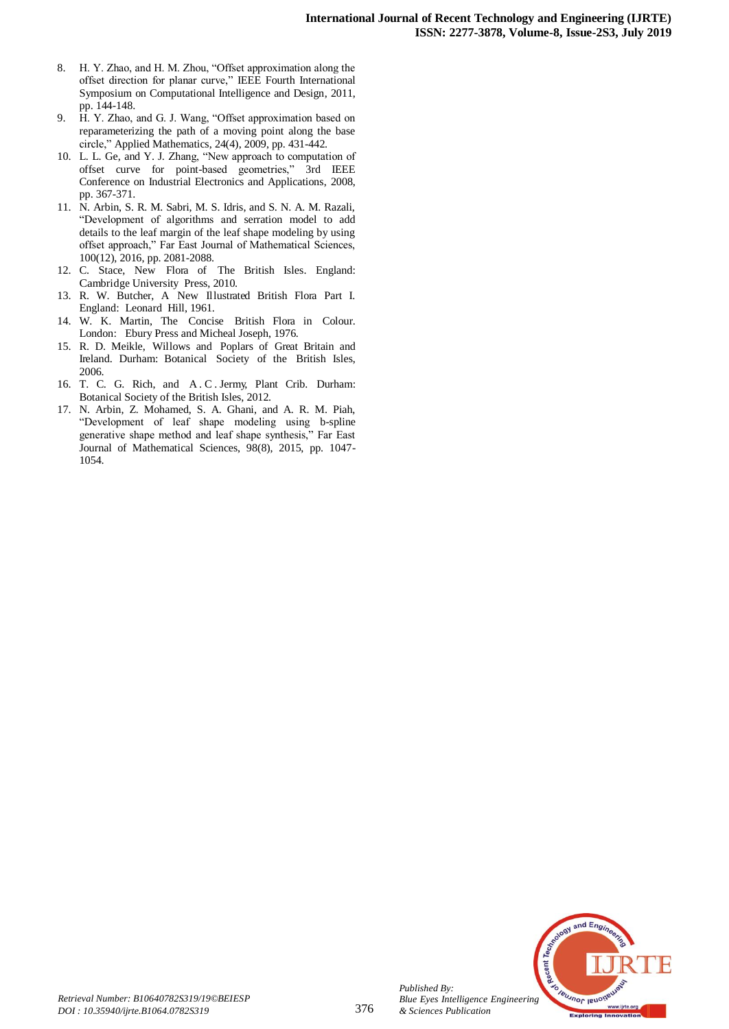8. H. Y. Zhao, and H. M. Zhou, "Offset approximation along the offset direction for planar curve," IEEE Fourth International Symposium on Computational Intelligence and Design, 2011, pp. 144-148.
9. H. Y. Zhao, and G. J. Wang, "Offset approximation based on reparameterizing the path of a moving point along the base circle," Applied Mathematics, 24(4), 2009, pp. 431-442.
10. L. L. Ge, and Y. J. Zhang, "New approach to computation of offset curve for point-based geometries," 3rd IEEE Conference on Industrial Electronics and Applications, 2008, pp. 367-371.
11. N. Arbin, S. R. M. Sabri, M. S. Idris, and S. N. A. M. Razali, "Development of algorithms and serration model to add details to the leaf margin of the leaf shape modeling by using offset approach," Far East Journal of Mathematical Sciences, 100(12), 2016, pp. 2081-2088.
12. C. Stace, New Flora of The British Isles. England: Cambridge University Press, 2010.
13. R. W. Butcher, A New Illustrated British Flora Part I. England: Leonard Hill, 1961.
14. W. K. Martin, The Concise British Flora in Colour. London: Ebury Press and Micheal Joseph, 1976.
15. R. D. Meikle, Willows and Poplars of Great Britain and Ireland. Durham: Botanical Society of the British Isles, 2006.
16. T. C. G. Rich, and A . C . Jermy, Plant Crib. Durham: Botanical Society of the British Isles, 2012.
17. N. Arbin, Z. Mohamed, S. A. Ghani, and A. R. M. Piah, "Development of leaf shape modeling using b-spline generative shape method and leaf shape synthesis," Far East Journal of Mathematical Sciences, 98(8), 2015, pp. 1047-1054.